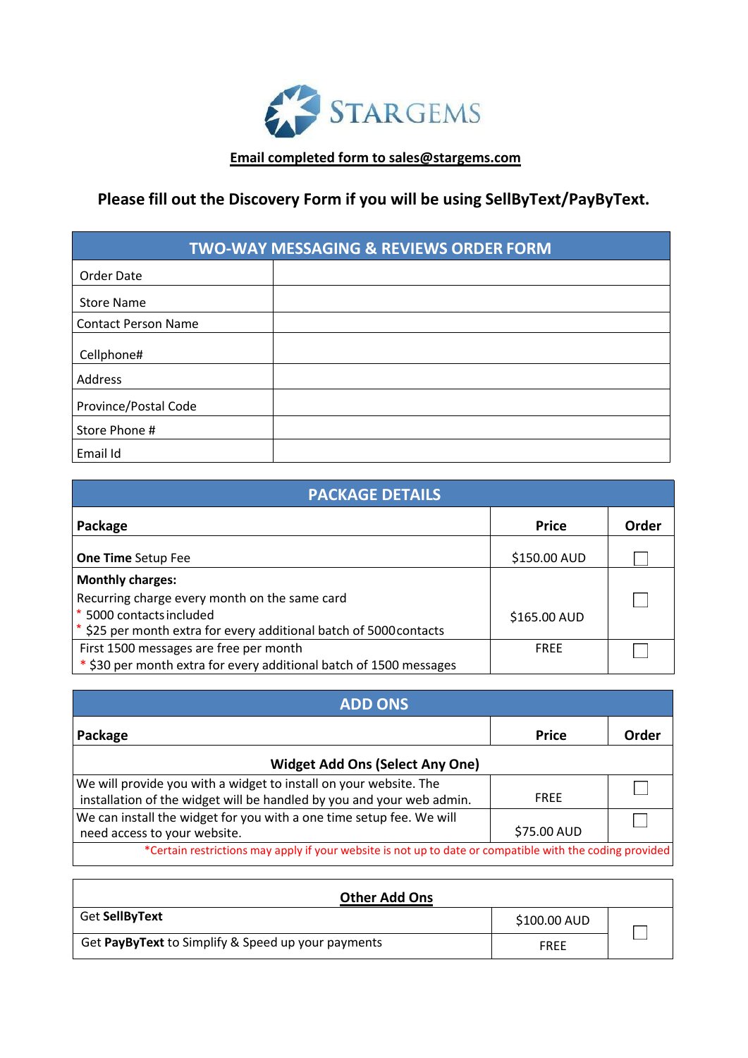STARGEMS

**Email completed form to sales@stargems.com**

**Please fill out the Discovery Form if you will be using SellByText/PayByText.**

| TWO-WAY MESSAGING & REVIEWS ORDER FORM | |
|---|---|
| Order Date | |
| Store Name | |
| Contact Person Name | |
| Cellphone# | |
| Address | |
| Province/Postal Code | |
| Store Phone # | |
| Email Id | |

| PACKAGE DETAILS | | |
|---|---|---|
| **Package** | **Price** | **Order** |
| **One Time** Setup Fee | $150.00 AUD | ☐ |
| **Monthly charges:**<br>Recurring charge every month on the same card<br>* 5000 contacts included<br>* $25 per month extra for every additional batch of 5000 contacts | $165.00 AUD | ☐ |
| First 1500 messages are free per month<br>* $30 per month extra for every additional batch of 1500 messages | FREE | ☐ |

| ADD ONS | | |
|---|---|---|
| **Package** | **Price** | **Order** |
| **Widget Add Ons (Select Any One)** | | |
| We will provide you with a widget to install on your website. The installation of the widget will be handled by you and your web admin. | FREE | ☐ |
| We can install the widget for you with a one time setup fee. We will need access to your website. | $75.00 AUD | ☐ |
| *Certain restrictions may apply if your website is not up to date or compatible with the coding provided | | |

| **Other Add Ons** | | |
|---|---|---|
| Get **SellByText** | $100.00 AUD | ☐ |
| Get **PayByText** to Simplify & Speed up your payments | FREE | |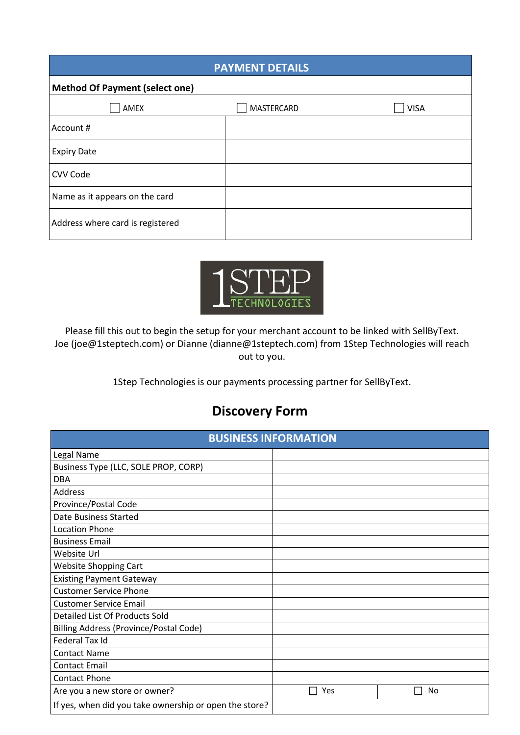| PAYMENT DETAILS | | |
|---|---|---|
| **Method Of Payment (select one)** | | |
| ☐ AMEX | ☐ MASTERCARD | ☐ VISA |
| Account # | | |
| Expiry Date | | |
| CVV Code | | |
| Name as it appears on the card | | |
| Address where card is registered | | |

1STEP TECHNOLOGIES

Please fill this out to begin the setup for your merchant account to be linked with SellByText. Joe (joe@1steptech.com) or Dianne (dianne@1steptech.com) from 1Step Technologies will reach out to you.

1Step Technologies is our payments processing partner for SellByText.

## Discovery Form

| BUSINESS INFORMATION | | |
|---|---|---|
| Legal Name | | |
| Business Type (LLC, SOLE PROP, CORP) | | |
| DBA | | |
| Address | | |
| Province/Postal Code | | |
| Date Business Started | | |
| Location Phone | | |
| Business Email | | |
| Website Url | | |
| Website Shopping Cart | | |
| Existing Payment Gateway | | |
| Customer Service Phone | | |
| Customer Service Email | | |
| Detailed List Of Products Sold | | |
| Billing Address (Province/Postal Code) | | |
| Federal Tax Id | | |
| Contact Name | | |
| Contact Email | | |
| Contact Phone | | |
| Are you a new store or owner? | ☐ Yes | ☐ No |
| If yes, when did you take ownership or open the store? | | |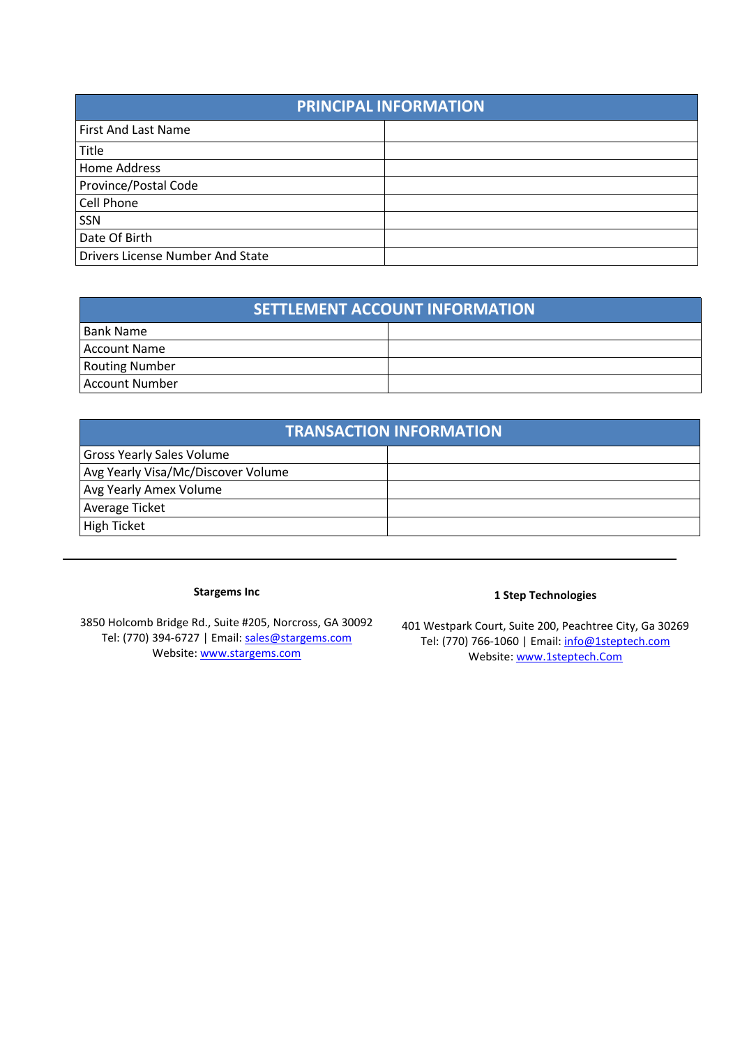| PRINCIPAL INFORMATION | |
|---|---|
| First And Last Name | |
| Title | |
| Home Address | |
| Province/Postal Code | |
| Cell Phone | |
| SSN | |
| Date Of Birth | |
| Drivers License Number And State | |

| SETTLEMENT ACCOUNT INFORMATION | |
|---|---|
| Bank Name | |
| Account Name | |
| Routing Number | |
| Account Number | |

| TRANSACTION INFORMATION | |
|---|---|
| Gross Yearly Sales Volume | |
| Avg Yearly Visa/Mc/Discover Volume | |
| Avg Yearly Amex Volume | |
| Average Ticket | |
| High Ticket | |

---

**Stargems Inc**

3850 Holcomb Bridge Rd., Suite #205, Norcross, GA 30092
Tel: (770) 394-6727 | Email: sales@stargems.com
Website: www.stargems.com

**1 Step Technologies**

401 Westpark Court, Suite 200, Peachtree City, Ga 30269
Tel: (770) 766-1060 | Email: info@1steptech.com
Website: www.1steptech.Com